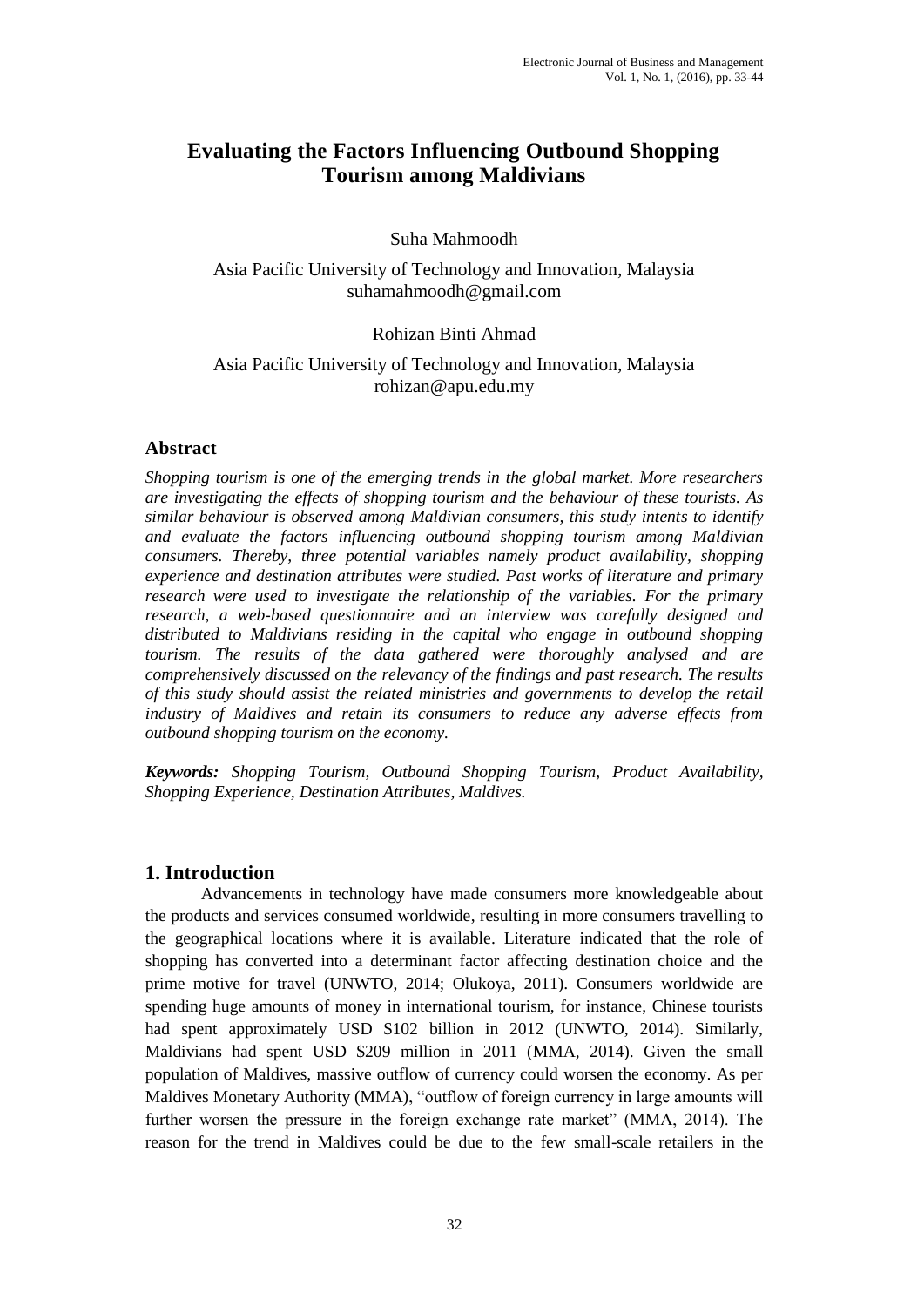# Evaluating the Factors Influencing Outbound Shopping Tourism among Maldivians

Suha Mahmoodh

Asia Pacific University of Technology and Innovation, Malaysia
suhamahmoodh@gmail.com

Rohizan Binti Ahmad

Asia Pacific University of Technology and Innovation, Malaysia
rohizan@apu.edu.my

## Abstract

*Shopping tourism is one of the emerging trends in the global market. More researchers are investigating the effects of shopping tourism and the behaviour of these tourists. As similar behaviour is observed among Maldivian consumers, this study intents to identify and evaluate the factors influencing outbound shopping tourism among Maldivian consumers. Thereby, three potential variables namely product availability, shopping experience and destination attributes were studied. Past works of literature and primary research were used to investigate the relationship of the variables. For the primary research, a web-based questionnaire and an interview was carefully designed and distributed to Maldivians residing in the capital who engage in outbound shopping tourism. The results of the data gathered were thoroughly analysed and are comprehensively discussed on the relevancy of the findings and past research. The results of this study should assist the related ministries and governments to develop the retail industry of Maldives and retain its consumers to reduce any adverse effects from outbound shopping tourism on the economy.*

***Keywords:*** *Shopping Tourism, Outbound Shopping Tourism, Product Availability, Shopping Experience, Destination Attributes, Maldives.*

## 1. Introduction

Advancements in technology have made consumers more knowledgeable about the products and services consumed worldwide, resulting in more consumers travelling to the geographical locations where it is available. Literature indicated that the role of shopping has converted into a determinant factor affecting destination choice and the prime motive for travel (UNWTO, 2014; Olukoya, 2011). Consumers worldwide are spending huge amounts of money in international tourism, for instance, Chinese tourists had spent approximately USD \$102 billion in 2012 (UNWTO, 2014). Similarly, Maldivians had spent USD \$209 million in 2011 (MMA, 2014). Given the small population of Maldives, massive outflow of currency could worsen the economy. As per Maldives Monetary Authority (MMA), "outflow of foreign currency in large amounts will further worsen the pressure in the foreign exchange rate market" (MMA, 2014). The reason for the trend in Maldives could be due to the few small-scale retailers in the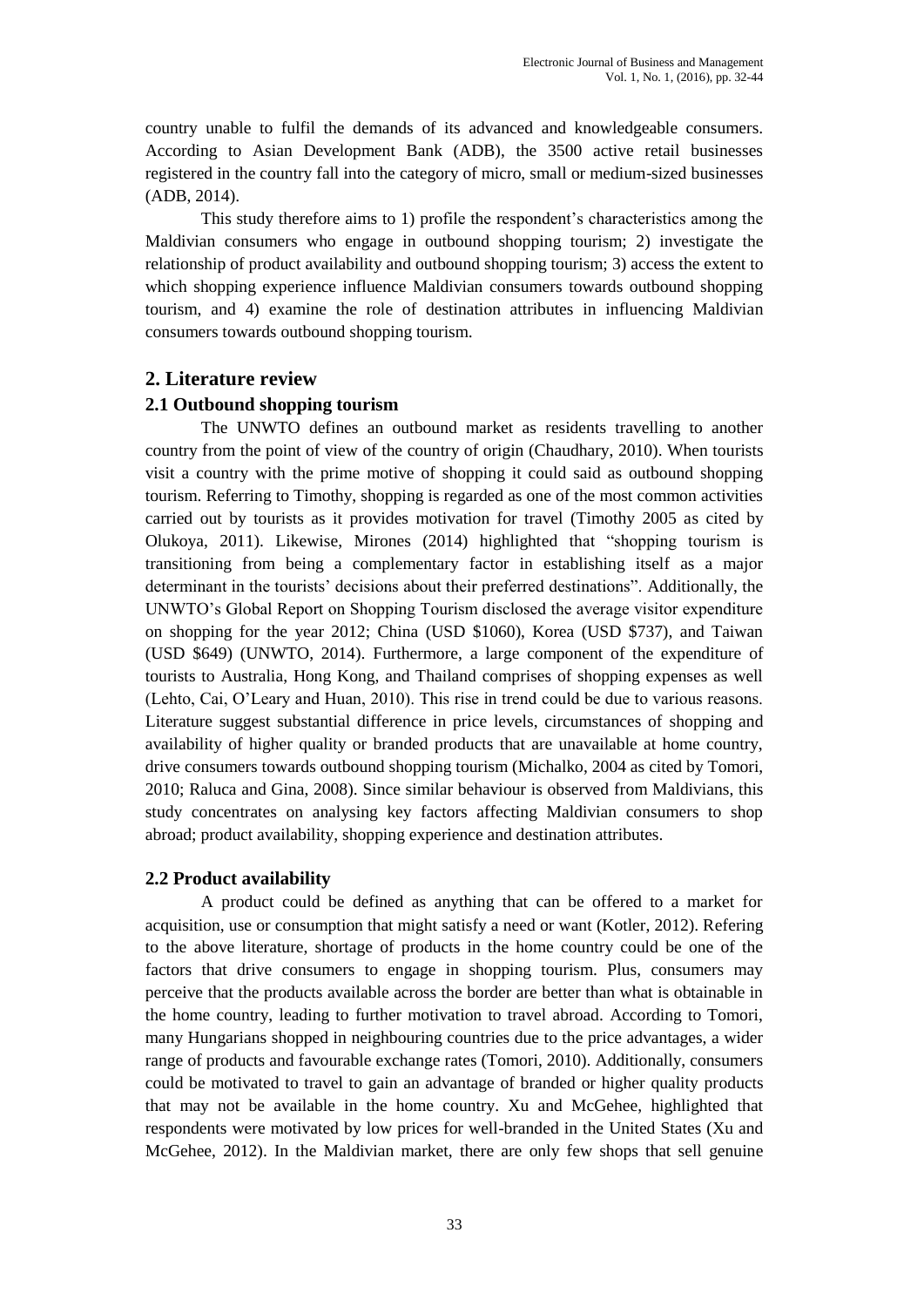country unable to fulfil the demands of its advanced and knowledgeable consumers. According to Asian Development Bank (ADB), the 3500 active retail businesses registered in the country fall into the category of micro, small or medium-sized businesses (ADB, 2014).

This study therefore aims to 1) profile the respondent's characteristics among the Maldivian consumers who engage in outbound shopping tourism; 2) investigate the relationship of product availability and outbound shopping tourism; 3) access the extent to which shopping experience influence Maldivian consumers towards outbound shopping tourism, and 4) examine the role of destination attributes in influencing Maldivian consumers towards outbound shopping tourism.

## 2. Literature review

### 2.1 Outbound shopping tourism

The UNWTO defines an outbound market as residents travelling to another country from the point of view of the country of origin (Chaudhary, 2010). When tourists visit a country with the prime motive of shopping it could said as outbound shopping tourism. Referring to Timothy, shopping is regarded as one of the most common activities carried out by tourists as it provides motivation for travel (Timothy 2005 as cited by Olukoya, 2011). Likewise, Mirones (2014) highlighted that "shopping tourism is transitioning from being a complementary factor in establishing itself as a major determinant in the tourists' decisions about their preferred destinations". Additionally, the UNWTO's Global Report on Shopping Tourism disclosed the average visitor expenditure on shopping for the year 2012; China (USD $1060), Korea (USD $737), and Taiwan (USD $649) (UNWTO, 2014). Furthermore, a large component of the expenditure of tourists to Australia, Hong Kong, and Thailand comprises of shopping expenses as well (Lehto, Cai, O'Leary and Huan, 2010). This rise in trend could be due to various reasons. Literature suggest substantial difference in price levels, circumstances of shopping and availability of higher quality or branded products that are unavailable at home country, drive consumers towards outbound shopping tourism (Michalko, 2004 as cited by Tomori, 2010; Raluca and Gina, 2008). Since similar behaviour is observed from Maldivians, this study concentrates on analysing key factors affecting Maldivian consumers to shop abroad; product availability, shopping experience and destination attributes.

### 2.2 Product availability

A product could be defined as anything that can be offered to a market for acquisition, use or consumption that might satisfy a need or want (Kotler, 2012). Refering to the above literature, shortage of products in the home country could be one of the factors that drive consumers to engage in shopping tourism. Plus, consumers may perceive that the products available across the border are better than what is obtainable in the home country, leading to further motivation to travel abroad. According to Tomori, many Hungarians shopped in neighbouring countries due to the price advantages, a wider range of products and favourable exchange rates (Tomori, 2010). Additionally, consumers could be motivated to travel to gain an advantage of branded or higher quality products that may not be available in the home country. Xu and McGehee, highlighted that respondents were motivated by low prices for well-branded in the United States (Xu and McGehee, 2012). In the Maldivian market, there are only few shops that sell genuine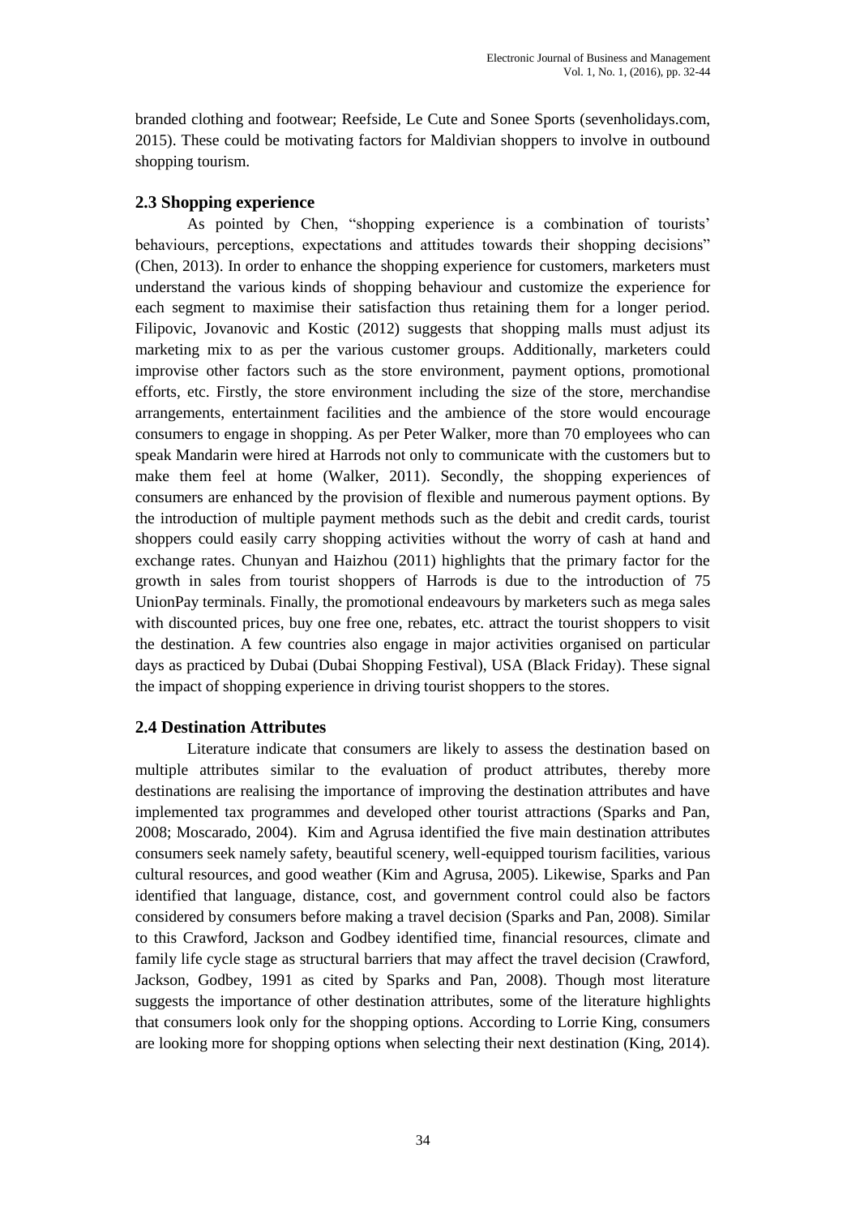branded clothing and footwear; Reefside, Le Cute and Sonee Sports (sevenholidays.com, 2015). These could be motivating factors for Maldivian shoppers to involve in outbound shopping tourism.

## 2.3 Shopping experience

As pointed by Chen, "shopping experience is a combination of tourists' behaviours, perceptions, expectations and attitudes towards their shopping decisions" (Chen, 2013). In order to enhance the shopping experience for customers, marketers must understand the various kinds of shopping behaviour and customize the experience for each segment to maximise their satisfaction thus retaining them for a longer period. Filipovic, Jovanovic and Kostic (2012) suggests that shopping malls must adjust its marketing mix to as per the various customer groups. Additionally, marketers could improvise other factors such as the store environment, payment options, promotional efforts, etc. Firstly, the store environment including the size of the store, merchandise arrangements, entertainment facilities and the ambience of the store would encourage consumers to engage in shopping. As per Peter Walker, more than 70 employees who can speak Mandarin were hired at Harrods not only to communicate with the customers but to make them feel at home (Walker, 2011). Secondly, the shopping experiences of consumers are enhanced by the provision of flexible and numerous payment options. By the introduction of multiple payment methods such as the debit and credit cards, tourist shoppers could easily carry shopping activities without the worry of cash at hand and exchange rates. Chunyan and Haizhou (2011) highlights that the primary factor for the growth in sales from tourist shoppers of Harrods is due to the introduction of 75 UnionPay terminals. Finally, the promotional endeavours by marketers such as mega sales with discounted prices, buy one free one, rebates, etc. attract the tourist shoppers to visit the destination. A few countries also engage in major activities organised on particular days as practiced by Dubai (Dubai Shopping Festival), USA (Black Friday). These signal the impact of shopping experience in driving tourist shoppers to the stores.

## 2.4 Destination Attributes

Literature indicate that consumers are likely to assess the destination based on multiple attributes similar to the evaluation of product attributes, thereby more destinations are realising the importance of improving the destination attributes and have implemented tax programmes and developed other tourist attractions (Sparks and Pan, 2008; Moscarado, 2004). Kim and Agrusa identified the five main destination attributes consumers seek namely safety, beautiful scenery, well-equipped tourism facilities, various cultural resources, and good weather (Kim and Agrusa, 2005). Likewise, Sparks and Pan identified that language, distance, cost, and government control could also be factors considered by consumers before making a travel decision (Sparks and Pan, 2008). Similar to this Crawford, Jackson and Godbey identified time, financial resources, climate and family life cycle stage as structural barriers that may affect the travel decision (Crawford, Jackson, Godbey, 1991 as cited by Sparks and Pan, 2008). Though most literature suggests the importance of other destination attributes, some of the literature highlights that consumers look only for the shopping options. According to Lorrie King, consumers are looking more for shopping options when selecting their next destination (King, 2014).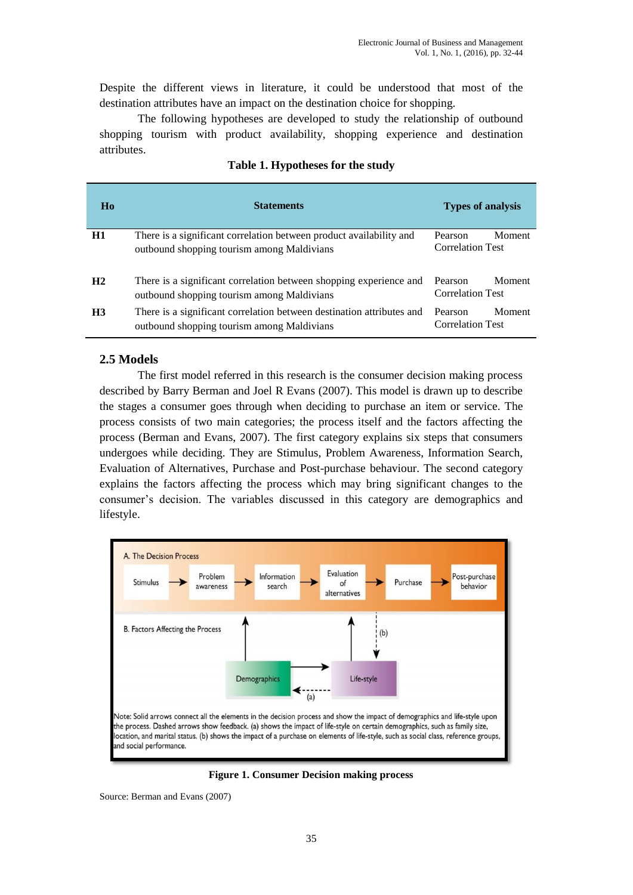Despite the different views in literature, it could be understood that most of the destination attributes have an impact on the destination choice for shopping.

The following hypotheses are developed to study the relationship of outbound shopping tourism with product availability, shopping experience and destination attributes.

**Table 1. Hypotheses for the study**

| Ho | Statements | Types of analysis |
|---|---|---|
| **H1** | There is a significant correlation between product availability and outbound shopping tourism among Maldivians | Pearson Moment Correlation Test |
| **H2** | There is a significant correlation between shopping experience and outbound shopping tourism among Maldivians | Pearson Moment Correlation Test |
| **H3** | There is a significant correlation between destination attributes and outbound shopping tourism among Maldivians | Pearson Moment Correlation Test |

## 2.5 Models

The first model referred in this research is the consumer decision making process described by Barry Berman and Joel R Evans (2007). This model is drawn up to describe the stages a consumer goes through when deciding to purchase an item or service. The process consists of two main categories; the process itself and the factors affecting the process (Berman and Evans, 2007). The first category explains six steps that consumers undergoes while deciding. They are Stimulus, Problem Awareness, Information Search, Evaluation of Alternatives, Purchase and Post-purchase behaviour. The second category explains the factors affecting the process which may bring significant changes to the consumer's decision. The variables discussed in this category are demographics and lifestyle.

A. The Decision Process

Stimulus → Problem awareness → Information search → Evaluation of alternatives → Purchase → Post-purchase behavior

B. Factors Affecting the Process

Demographics → Life-style; (a) Life-style ⇢ Demographics; (b) Purchase ⇢ Life-style

Note: Solid arrows connect all the elements in the decision process and show the impact of demographics and life-style upon the process. Dashed arrows show feedback. (a) shows the impact of life-style on certain demographics, such as family size, location, and marital status. (b) shows the impact of a purchase on elements of life-style, such as social class, reference groups, and social performance.

**Figure 1. Consumer Decision making process**

Source: Berman and Evans (2007)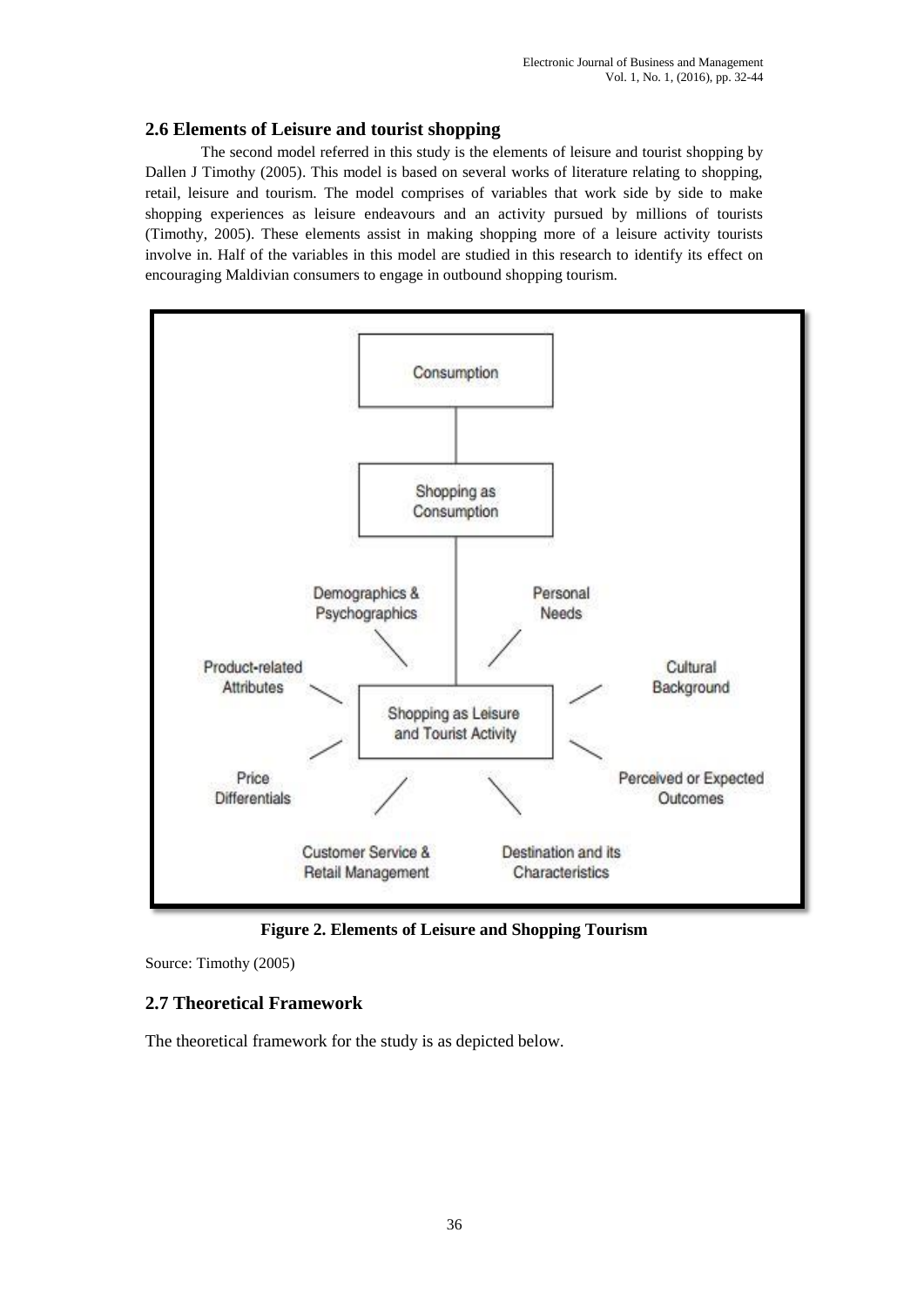## 2.6 Elements of Leisure and tourist shopping

The second model referred in this study is the elements of leisure and tourist shopping by Dallen J Timothy (2005). This model is based on several works of literature relating to shopping, retail, leisure and tourism. The model comprises of variables that work side by side to make shopping experiences as leisure endeavours and an activity pursued by millions of tourists (Timothy, 2005). These elements assist in making shopping more of a leisure activity tourists involve in. Half of the variables in this model are studied in this research to identify its effect on encouraging Maldivian consumers to engage in outbound shopping tourism.

Consumption

Shopping as Consumption

Demographics & Psychographics

Personal Needs

Product-related Attributes

Shopping as Leisure and Tourist Activity

Cultural Background

Price Differentials

Perceived or Expected Outcomes

Customer Service & Retail Management

Destination and its Characteristics

**Figure 2. Elements of Leisure and Shopping Tourism**

Source: Timothy (2005)

## 2.7 Theoretical Framework

The theoretical framework for the study is as depicted below.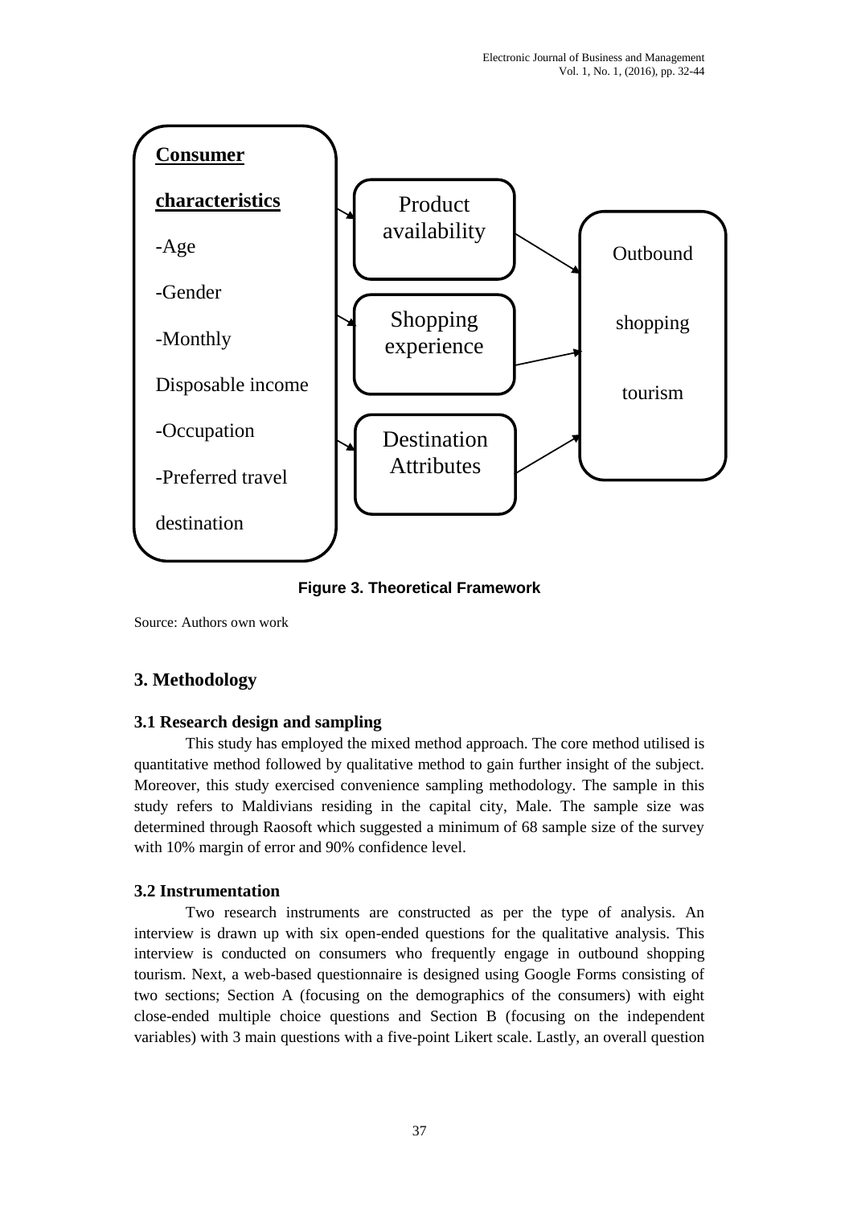**Figure 3. Theoretical Framework**

Source: Authors own work

## 3. Methodology

### 3.1 Research design and sampling

This study has employed the mixed method approach. The core method utilised is quantitative method followed by qualitative method to gain further insight of the subject. Moreover, this study exercised convenience sampling methodology. The sample in this study refers to Maldivians residing in the capital city, Male. The sample size was determined through Raosoft which suggested a minimum of 68 sample size of the survey with 10% margin of error and 90% confidence level.

### 3.2 Instrumentation

Two research instruments are constructed as per the type of analysis. An interview is drawn up with six open-ended questions for the qualitative analysis. This interview is conducted on consumers who frequently engage in outbound shopping tourism. Next, a web-based questionnaire is designed using Google Forms consisting of two sections; Section A (focusing on the demographics of the consumers) with eight close-ended multiple choice questions and Section B (focusing on the independent variables) with 3 main questions with a five-point Likert scale. Lastly, an overall question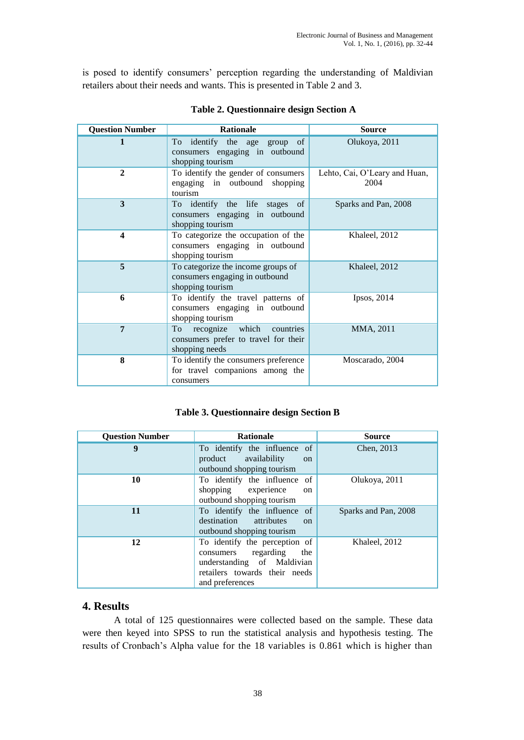is posed to identify consumers' perception regarding the understanding of Maldivian retailers about their needs and wants. This is presented in Table 2 and 3.

**Table 2. Questionnaire design Section A**

| Question Number | Rationale | Source |
|---|---|---|
| **1** | To identify the age group of consumers engaging in outbound shopping tourism | Olukoya, 2011 |
| **2** | To identify the gender of consumers engaging in outbound shopping tourism | Lehto, Cai, O'Leary and Huan, 2004 |
| **3** | To identify the life stages of consumers engaging in outbound shopping tourism | Sparks and Pan, 2008 |
| **4** | To categorize the occupation of the consumers engaging in outbound shopping tourism | Khaleel, 2012 |
| **5** | To categorize the income groups of consumers engaging in outbound shopping tourism | Khaleel, 2012 |
| **6** | To identify the travel patterns of consumers engaging in outbound shopping tourism | Ipsos, 2014 |
| **7** | To recognize which countries consumers prefer to travel for their shopping needs | MMA, 2011 |
| **8** | To identify the consumers preference for travel companions among the consumers | Moscarado, 2004 |

**Table 3. Questionnaire design Section B**

| Question Number | Rationale | Source |
|---|---|---|
| **9** | To identify the influence of product availability on outbound shopping tourism | Chen, 2013 |
| **10** | To identify the influence of shopping experience on outbound shopping tourism | Olukoya, 2011 |
| **11** | To identify the influence of destination attributes on outbound shopping tourism | Sparks and Pan, 2008 |
| **12** | To identify the perception of consumers regarding the understanding of Maldivian retailers towards their needs and preferences | Khaleel, 2012 |

## 4. Results

A total of 125 questionnaires were collected based on the sample. These data were then keyed into SPSS to run the statistical analysis and hypothesis testing. The results of Cronbach's Alpha value for the 18 variables is 0.861 which is higher than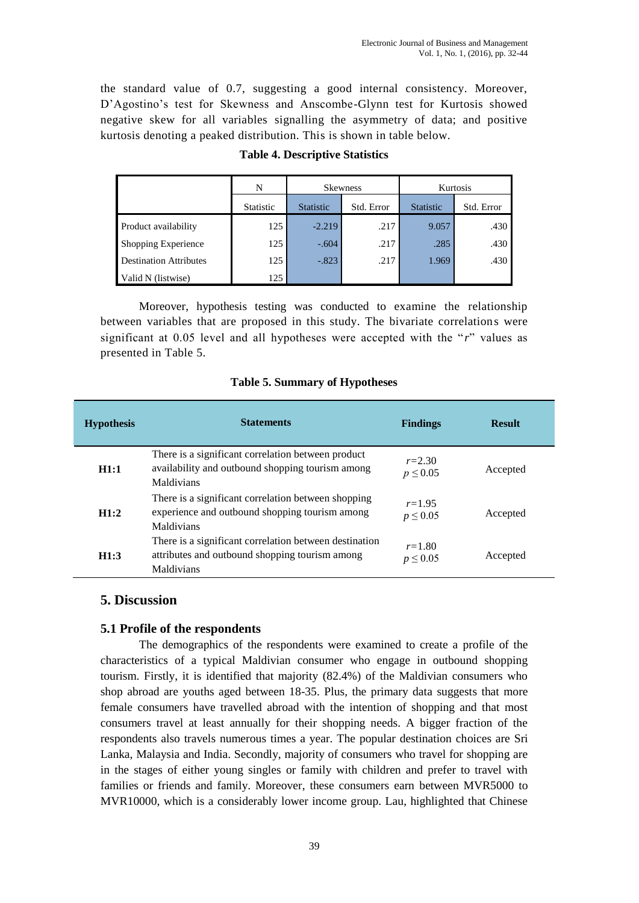the standard value of 0.7, suggesting a good internal consistency. Moreover, D'Agostino's test for Skewness and Anscombe-Glynn test for Kurtosis showed negative skew for all variables signalling the asymmetry of data; and positive kurtosis denoting a peaked distribution. This is shown in table below.

**Table 4. Descriptive Statistics**

| | N | Skewness | | Kurtosis | |
|---|---|---|---|---|---|
| | Statistic | Statistic | Std. Error | Statistic | Std. Error |
| Product availability | 125 | -2.219 | .217 | 9.057 | .430 |
| Shopping Experience | 125 | -.604 | .217 | .285 | .430 |
| Destination Attributes | 125 | -.823 | .217 | 1.969 | .430 |
| Valid N (listwise) | 125 | | | | |

Moreover, hypothesis testing was conducted to examine the relationship between variables that are proposed in this study. The bivariate correlations were significant at 0.05 level and all hypotheses were accepted with the "*r*" values as presented in Table 5.

**Table 5. Summary of Hypotheses**

| Hypothesis | Statements | Findings | Result |
|---|---|---|---|
| **H1:1** | There is a significant correlation between product availability and outbound shopping tourism among Maldivians | $r$=2.30 $p \leq 0.05$ | Accepted |
| **H1:2** | There is a significant correlation between shopping experience and outbound shopping tourism among Maldivians | $r$=1.95 $p \leq 0.05$ | Accepted |
| **H1:3** | There is a significant correlation between destination attributes and outbound shopping tourism among Maldivians | $r$=1.80 $p \leq 0.05$ | Accepted |

## 5. Discussion

### 5.1 Profile of the respondents

The demographics of the respondents were examined to create a profile of the characteristics of a typical Maldivian consumer who engage in outbound shopping tourism. Firstly, it is identified that majority (82.4%) of the Maldivian consumers who shop abroad are youths aged between 18-35. Plus, the primary data suggests that more female consumers have travelled abroad with the intention of shopping and that most consumers travel at least annually for their shopping needs. A bigger fraction of the respondents also travels numerous times a year. The popular destination choices are Sri Lanka, Malaysia and India. Secondly, majority of consumers who travel for shopping are in the stages of either young singles or family with children and prefer to travel with families or friends and family. Moreover, these consumers earn between MVR5000 to MVR10000, which is a considerably lower income group. Lau, highlighted that Chinese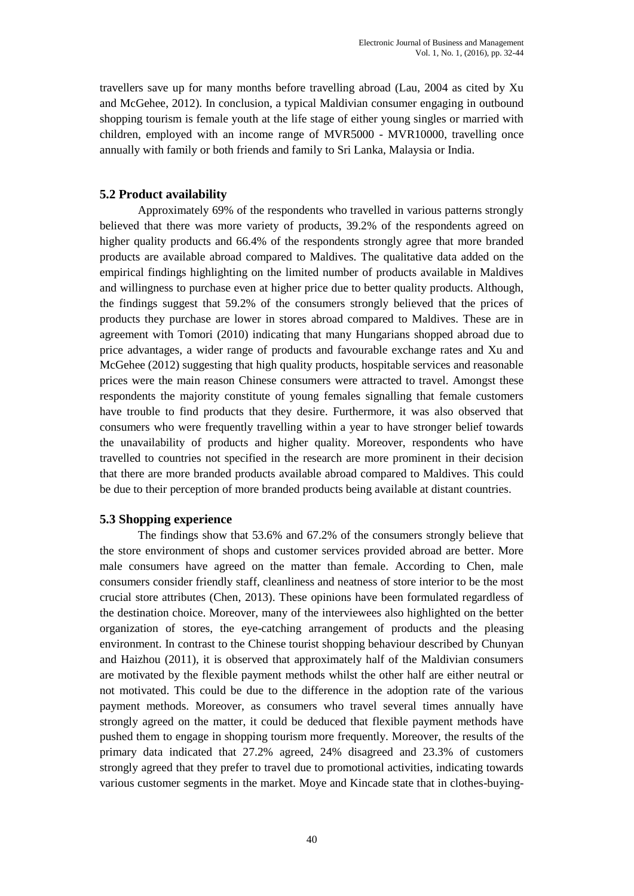travellers save up for many months before travelling abroad (Lau, 2004 as cited by Xu and McGehee, 2012). In conclusion, a typical Maldivian consumer engaging in outbound shopping tourism is female youth at the life stage of either young singles or married with children, employed with an income range of MVR5000 - MVR10000, travelling once annually with family or both friends and family to Sri Lanka, Malaysia or India.

### 5.2 Product availability

Approximately 69% of the respondents who travelled in various patterns strongly believed that there was more variety of products, 39.2% of the respondents agreed on higher quality products and 66.4% of the respondents strongly agree that more branded products are available abroad compared to Maldives. The qualitative data added on the empirical findings highlighting on the limited number of products available in Maldives and willingness to purchase even at higher price due to better quality products. Although, the findings suggest that 59.2% of the consumers strongly believed that the prices of products they purchase are lower in stores abroad compared to Maldives. These are in agreement with Tomori (2010) indicating that many Hungarians shopped abroad due to price advantages, a wider range of products and favourable exchange rates and Xu and McGehee (2012) suggesting that high quality products, hospitable services and reasonable prices were the main reason Chinese consumers were attracted to travel. Amongst these respondents the majority constitute of young females signalling that female customers have trouble to find products that they desire. Furthermore, it was also observed that consumers who were frequently travelling within a year to have stronger belief towards the unavailability of products and higher quality. Moreover, respondents who have travelled to countries not specified in the research are more prominent in their decision that there are more branded products available abroad compared to Maldives. This could be due to their perception of more branded products being available at distant countries.

### 5.3 Shopping experience

The findings show that 53.6% and 67.2% of the consumers strongly believe that the store environment of shops and customer services provided abroad are better. More male consumers have agreed on the matter than female. According to Chen, male consumers consider friendly staff, cleanliness and neatness of store interior to be the most crucial store attributes (Chen, 2013). These opinions have been formulated regardless of the destination choice. Moreover, many of the interviewees also highlighted on the better organization of stores, the eye-catching arrangement of products and the pleasing environment. In contrast to the Chinese tourist shopping behaviour described by Chunyan and Haizhou (2011), it is observed that approximately half of the Maldivian consumers are motivated by the flexible payment methods whilst the other half are either neutral or not motivated. This could be due to the difference in the adoption rate of the various payment methods. Moreover, as consumers who travel several times annually have strongly agreed on the matter, it could be deduced that flexible payment methods have pushed them to engage in shopping tourism more frequently. Moreover, the results of the primary data indicated that 27.2% agreed, 24% disagreed and 23.3% of customers strongly agreed that they prefer to travel due to promotional activities, indicating towards various customer segments in the market. Moye and Kincade state that in clothes-buying-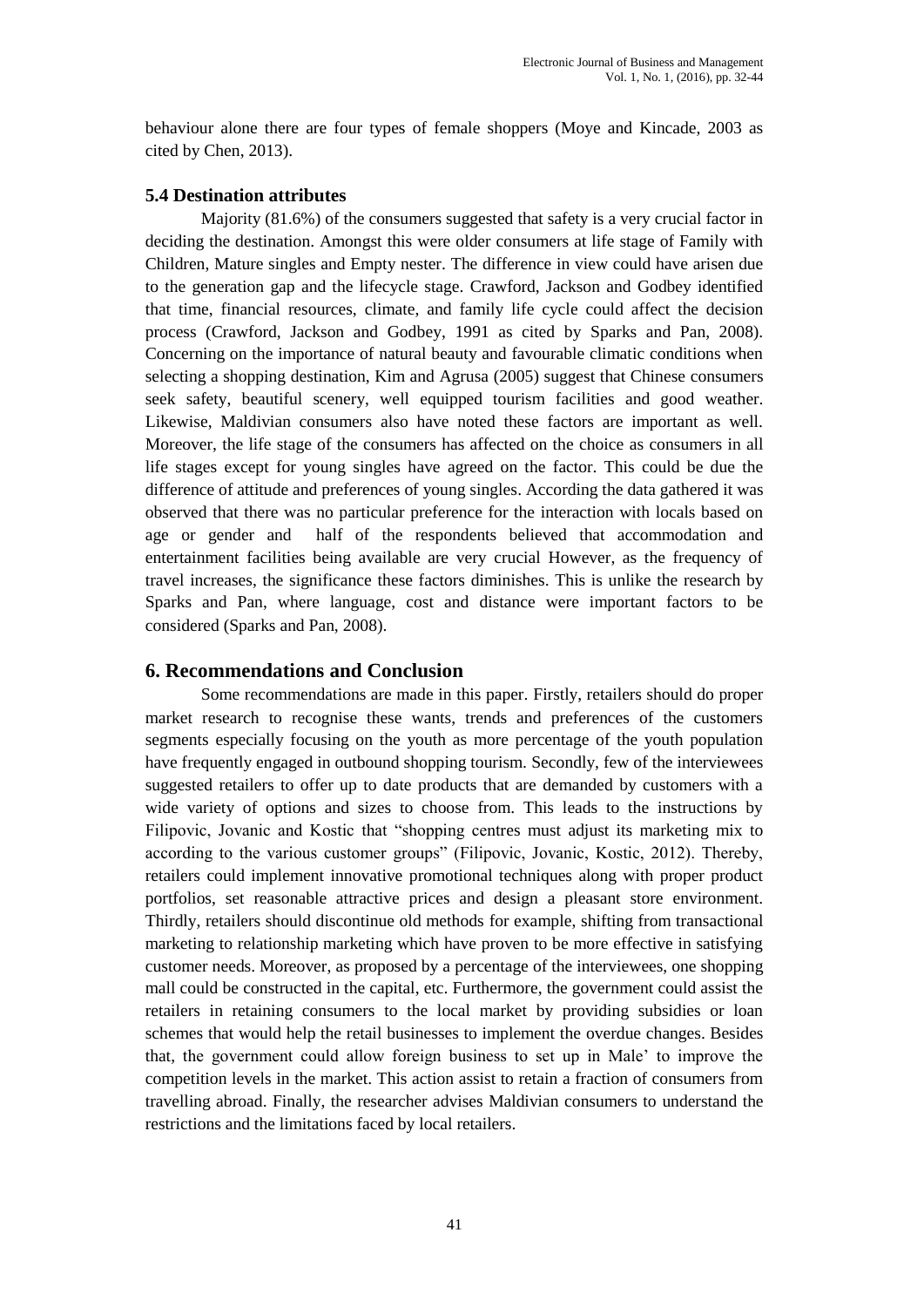behaviour alone there are four types of female shoppers (Moye and Kincade, 2003 as cited by Chen, 2013).

### 5.4 Destination attributes

Majority (81.6%) of the consumers suggested that safety is a very crucial factor in deciding the destination. Amongst this were older consumers at life stage of Family with Children, Mature singles and Empty nester. The difference in view could have arisen due to the generation gap and the lifecycle stage. Crawford, Jackson and Godbey identified that time, financial resources, climate, and family life cycle could affect the decision process (Crawford, Jackson and Godbey, 1991 as cited by Sparks and Pan, 2008). Concerning on the importance of natural beauty and favourable climatic conditions when selecting a shopping destination, Kim and Agrusa (2005) suggest that Chinese consumers seek safety, beautiful scenery, well equipped tourism facilities and good weather. Likewise, Maldivian consumers also have noted these factors are important as well. Moreover, the life stage of the consumers has affected on the choice as consumers in all life stages except for young singles have agreed on the factor. This could be due the difference of attitude and preferences of young singles. According the data gathered it was observed that there was no particular preference for the interaction with locals based on age or gender and half of the respondents believed that accommodation and entertainment facilities being available are very crucial However, as the frequency of travel increases, the significance these factors diminishes. This is unlike the research by Sparks and Pan, where language, cost and distance were important factors to be considered (Sparks and Pan, 2008).

## 6. Recommendations and Conclusion

Some recommendations are made in this paper. Firstly, retailers should do proper market research to recognise these wants, trends and preferences of the customers segments especially focusing on the youth as more percentage of the youth population have frequently engaged in outbound shopping tourism. Secondly, few of the interviewees suggested retailers to offer up to date products that are demanded by customers with a wide variety of options and sizes to choose from. This leads to the instructions by Filipovic, Jovanic and Kostic that "shopping centres must adjust its marketing mix to according to the various customer groups" (Filipovic, Jovanic, Kostic, 2012). Thereby, retailers could implement innovative promotional techniques along with proper product portfolios, set reasonable attractive prices and design a pleasant store environment. Thirdly, retailers should discontinue old methods for example, shifting from transactional marketing to relationship marketing which have proven to be more effective in satisfying customer needs. Moreover, as proposed by a percentage of the interviewees, one shopping mall could be constructed in the capital, etc. Furthermore, the government could assist the retailers in retaining consumers to the local market by providing subsidies or loan schemes that would help the retail businesses to implement the overdue changes. Besides that, the government could allow foreign business to set up in Male' to improve the competition levels in the market. This action assist to retain a fraction of consumers from travelling abroad. Finally, the researcher advises Maldivian consumers to understand the restrictions and the limitations faced by local retailers.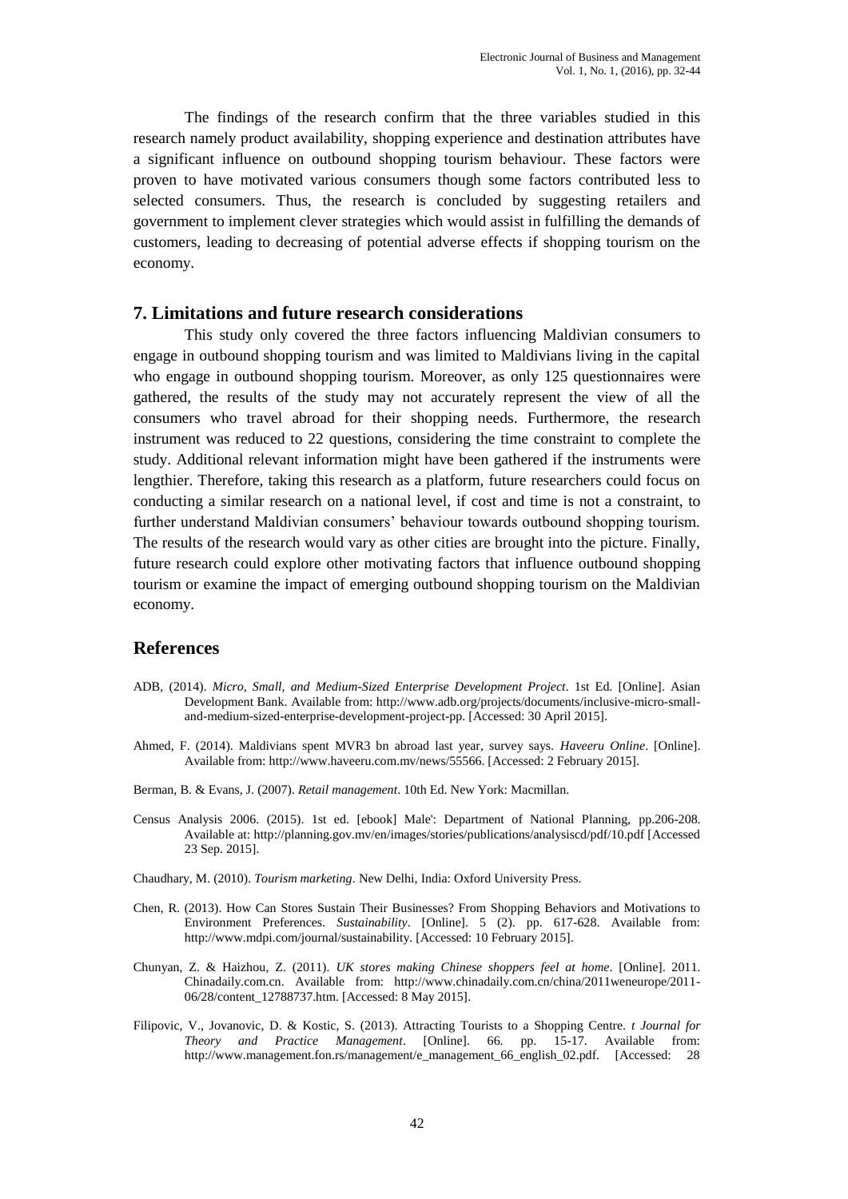The findings of the research confirm that the three variables studied in this research namely product availability, shopping experience and destination attributes have a significant influence on outbound shopping tourism behaviour. These factors were proven to have motivated various consumers though some factors contributed less to selected consumers. Thus, the research is concluded by suggesting retailers and government to implement clever strategies which would assist in fulfilling the demands of customers, leading to decreasing of potential adverse effects if shopping tourism on the economy.

## 7. Limitations and future research considerations

This study only covered the three factors influencing Maldivian consumers to engage in outbound shopping tourism and was limited to Maldivians living in the capital who engage in outbound shopping tourism. Moreover, as only 125 questionnaires were gathered, the results of the study may not accurately represent the view of all the consumers who travel abroad for their shopping needs. Furthermore, the research instrument was reduced to 22 questions, considering the time constraint to complete the study. Additional relevant information might have been gathered if the instruments were lengthier. Therefore, taking this research as a platform, future researchers could focus on conducting a similar research on a national level, if cost and time is not a constraint, to further understand Maldivian consumers' behaviour towards outbound shopping tourism. The results of the research would vary as other cities are brought into the picture. Finally, future research could explore other motivating factors that influence outbound shopping tourism or examine the impact of emerging outbound shopping tourism on the Maldivian economy.

## References

ADB, (2014). *Micro, Small, and Medium-Sized Enterprise Development Project*. 1st Ed. [Online]. Asian Development Bank. Available from: http://www.adb.org/projects/documents/inclusive-micro-small-and-medium-sized-enterprise-development-project-pp. [Accessed: 30 April 2015].

Ahmed, F. (2014). Maldivians spent MVR3 bn abroad last year, survey says. *Haveeru Online*. [Online]. Available from: http://www.haveeru.com.mv/news/55566. [Accessed: 2 February 2015].

Berman, B. & Evans, J. (2007). *Retail management*. 10th Ed. New York: Macmillan.

Census Analysis 2006. (2015). 1st ed. [ebook] Male': Department of National Planning, pp.206-208. Available at: http://planning.gov.mv/en/images/stories/publications/analysiscd/pdf/10.pdf [Accessed 23 Sep. 2015].

Chaudhary, M. (2010). *Tourism marketing*. New Delhi, India: Oxford University Press.

Chen, R. (2013). How Can Stores Sustain Their Businesses? From Shopping Behaviors and Motivations to Environment Preferences. *Sustainability*. [Online]. 5 (2). pp. 617-628. Available from: http://www.mdpi.com/journal/sustainability. [Accessed: 10 February 2015].

Chunyan, Z. & Haizhou, Z. (2011). *UK stores making Chinese shoppers feel at home*. [Online]. 2011. Chinadaily.com.cn. Available from: http://www.chinadaily.com.cn/china/2011weneurope/2011-06/28/content_12788737.htm. [Accessed: 8 May 2015].

Filipovic, V., Jovanovic, D. & Kostic, S. (2013). Attracting Tourists to a Shopping Centre. *t Journal for Theory and Practice Management*. [Online]. 66. pp. 15-17. Available from: http://www.management.fon.rs/management/e_management_66_english_02.pdf. [Accessed: 28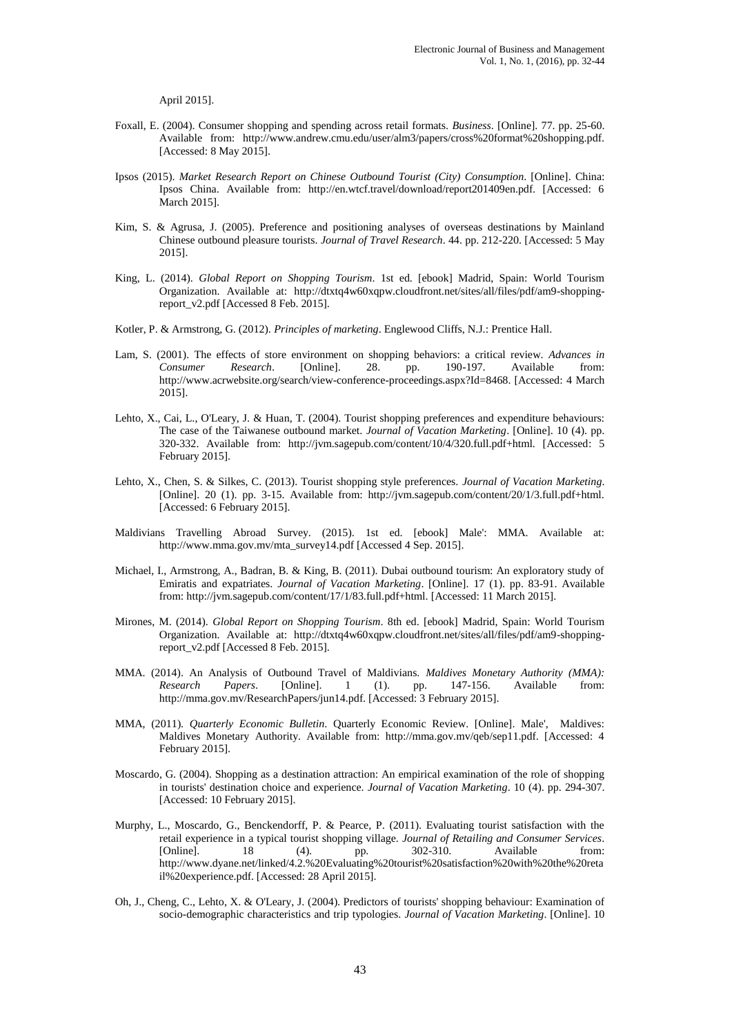April 2015].

Foxall, E. (2004). Consumer shopping and spending across retail formats. *Business*. [Online]. 77. pp. 25-60. Available from: http://www.andrew.cmu.edu/user/alm3/papers/cross%20format%20shopping.pdf. [Accessed: 8 May 2015].

Ipsos (2015). *Market Research Report on Chinese Outbound Tourist (City) Consumption*. [Online]. China: Ipsos China. Available from: http://en.wtcf.travel/download/report201409en.pdf. [Accessed: 6 March 2015].

Kim, S. & Agrusa, J. (2005). Preference and positioning analyses of overseas destinations by Mainland Chinese outbound pleasure tourists. *Journal of Travel Research*. 44. pp. 212-220. [Accessed: 5 May 2015].

King, L. (2014). *Global Report on Shopping Tourism*. 1st ed. [ebook] Madrid, Spain: World Tourism Organization. Available at: http://dtxtq4w60xqpw.cloudfront.net/sites/all/files/pdf/am9-shopping-report_v2.pdf [Accessed 8 Feb. 2015].

Kotler, P. & Armstrong, G. (2012). *Principles of marketing*. Englewood Cliffs, N.J.: Prentice Hall.

Lam, S. (2001). The effects of store environment on shopping behaviors: a critical review. *Advances in Consumer Research*. [Online]. 28. pp. 190-197. Available from: http://www.acrwebsite.org/search/view-conference-proceedings.aspx?Id=8468. [Accessed: 4 March 2015].

Lehto, X., Cai, L., O'Leary, J. & Huan, T. (2004). Tourist shopping preferences and expenditure behaviours: The case of the Taiwanese outbound market. *Journal of Vacation Marketing*. [Online]. 10 (4). pp. 320-332. Available from: http://jvm.sagepub.com/content/10/4/320.full.pdf+html. [Accessed: 5 February 2015].

Lehto, X., Chen, S. & Silkes, C. (2013). Tourist shopping style preferences. *Journal of Vacation Marketing*. [Online]. 20 (1). pp. 3-15. Available from: http://jvm.sagepub.com/content/20/1/3.full.pdf+html. [Accessed: 6 February 2015].

Maldivians Travelling Abroad Survey. (2015). 1st ed. [ebook] Male': MMA. Available at: http://www.mma.gov.mv/mta_survey14.pdf [Accessed 4 Sep. 2015].

Michael, I., Armstrong, A., Badran, B. & King, B. (2011). Dubai outbound tourism: An exploratory study of Emiratis and expatriates. *Journal of Vacation Marketing*. [Online]. 17 (1). pp. 83-91. Available from: http://jvm.sagepub.com/content/17/1/83.full.pdf+html. [Accessed: 11 March 2015].

Mirones, M. (2014). *Global Report on Shopping Tourism*. 8th ed. [ebook] Madrid, Spain: World Tourism Organization. Available at: http://dtxtq4w60xqpw.cloudfront.net/sites/all/files/pdf/am9-shopping-report_v2.pdf [Accessed 8 Feb. 2015].

MMA. (2014). An Analysis of Outbound Travel of Maldivians. *Maldives Monetary Authority (MMA): Research Papers*. [Online]. 1 (1). pp. 147-156. Available from: http://mma.gov.mv/ResearchPapers/jun14.pdf. [Accessed: 3 February 2015].

MMA, (2011). *Quarterly Economic Bulletin*. Quarterly Economic Review. [Online]. Male', Maldives: Maldives Monetary Authority. Available from: http://mma.gov.mv/qeb/sep11.pdf. [Accessed: 4 February 2015].

Moscardo, G. (2004). Shopping as a destination attraction: An empirical examination of the role of shopping in tourists' destination choice and experience. *Journal of Vacation Marketing*. 10 (4). pp. 294-307. [Accessed: 10 February 2015].

Murphy, L., Moscardo, G., Benckendorff, P. & Pearce, P. (2011). Evaluating tourist satisfaction with the retail experience in a typical tourist shopping village. *Journal of Retailing and Consumer Services*. [Online]. 18 (4). pp. 302-310. Available from: http://www.dyane.net/linked/4.2.%20Evaluating%20tourist%20satisfaction%20with%20the%20retail%20experience.pdf. [Accessed: 28 April 2015].

Oh, J., Cheng, C., Lehto, X. & O'Leary, J. (2004). Predictors of tourists' shopping behaviour: Examination of socio-demographic characteristics and trip typologies. *Journal of Vacation Marketing*. [Online]. 10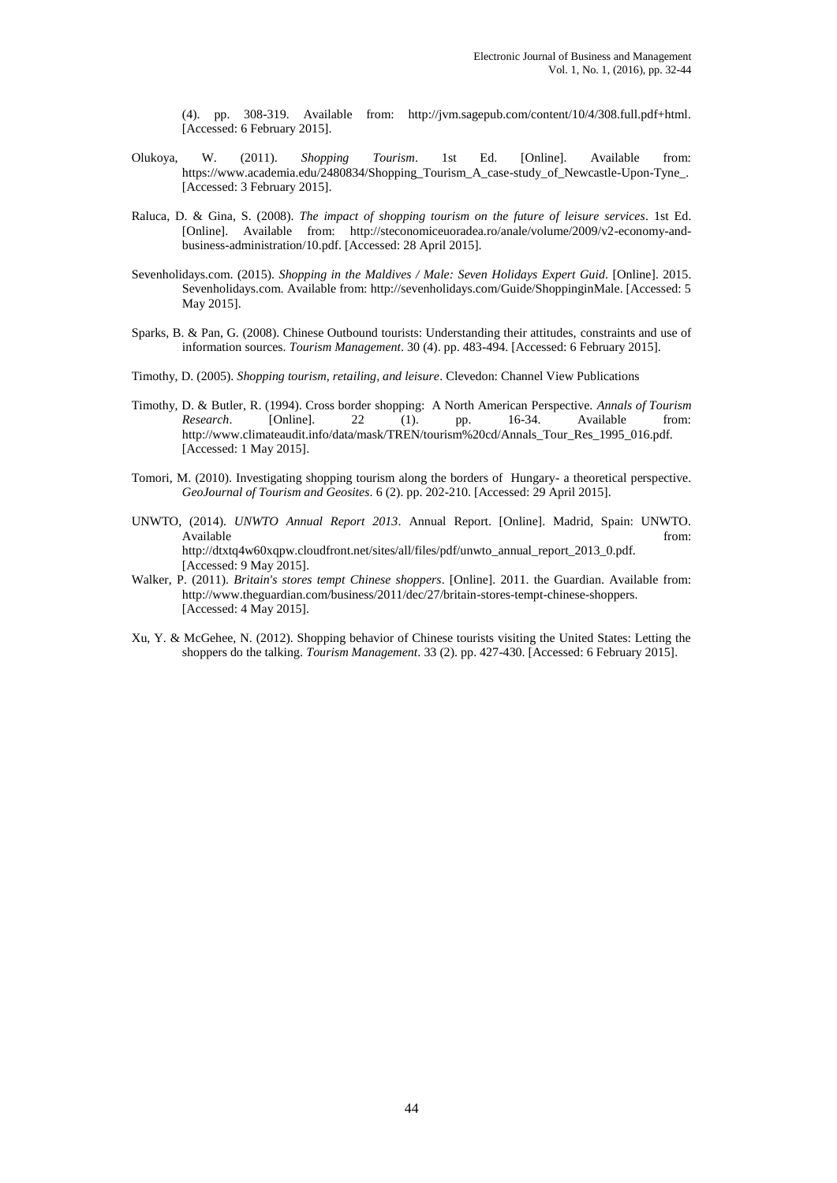(4). pp. 308-319. Available from: http://jvm.sagepub.com/content/10/4/308.full.pdf+html. [Accessed: 6 February 2015].

Olukoya, W. (2011). *Shopping Tourism*. 1st Ed. [Online]. Available from: https://www.academia.edu/2480834/Shopping_Tourism_A_case-study_of_Newcastle-Upon-Tyne_. [Accessed: 3 February 2015].

Raluca, D. & Gina, S. (2008). *The impact of shopping tourism on the future of leisure services*. 1st Ed. [Online]. Available from: http://steconomiceuoradea.ro/anale/volume/2009/v2-economy-and-business-administration/10.pdf. [Accessed: 28 April 2015].

Sevenholidays.com. (2015). *Shopping in the Maldives / Male: Seven Holidays Expert Guid*. [Online]. 2015. Sevenholidays.com. Available from: http://sevenholidays.com/Guide/ShoppinginMale. [Accessed: 5 May 2015].

Sparks, B. & Pan, G. (2008). Chinese Outbound tourists: Understanding their attitudes, constraints and use of information sources. *Tourism Management*. 30 (4). pp. 483-494. [Accessed: 6 February 2015].

Timothy, D. (2005). *Shopping tourism, retailing, and leisure*. Clevedon: Channel View Publications

Timothy, D. & Butler, R. (1994). Cross border shopping: A North American Perspective. *Annals of Tourism Research*. [Online]. 22 (1). pp. 16-34. Available from: http://www.climateaudit.info/data/mask/TREN/tourism%20cd/Annals_Tour_Res_1995_016.pdf. [Accessed: 1 May 2015].

Tomori, M. (2010). Investigating shopping tourism along the borders of Hungary- a theoretical perspective. *GeoJournal of Tourism and Geosites*. 6 (2). pp. 202-210. [Accessed: 29 April 2015].

UNWTO, (2014). *UNWTO Annual Report 2013*. Annual Report. [Online]. Madrid, Spain: UNWTO. Available from: http://dtxtq4w60xqpw.cloudfront.net/sites/all/files/pdf/unwto_annual_report_2013_0.pdf. [Accessed: 9 May 2015].

Walker, P. (2011). *Britain's stores tempt Chinese shoppers*. [Online]. 2011. the Guardian. Available from: http://www.theguardian.com/business/2011/dec/27/britain-stores-tempt-chinese-shoppers. [Accessed: 4 May 2015].

Xu, Y. & McGehee, N. (2012). Shopping behavior of Chinese tourists visiting the United States: Letting the shoppers do the talking. *Tourism Management*. 33 (2). pp. 427-430. [Accessed: 6 February 2015].